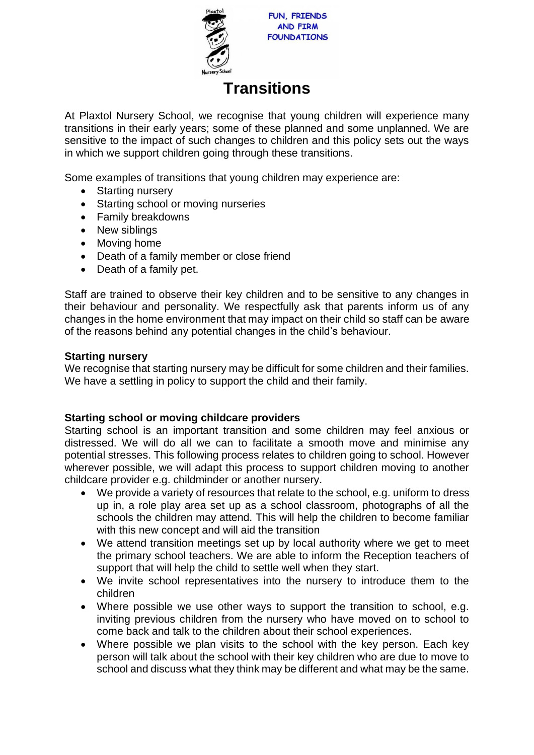FUN, FRIENDS AND FIRM FOUNDATIONS

# Transitions

At Plaxtol Nursery School, we recognise that young children will experience many transitions in their early years; some of these planned and some unplanned. We are sensitive to the impact of such changes to children and this policy sets out the ways in which we support children going through these transitions.

Some examples of transitions that young children may experience are:

- Starting nursery
- Starting school or moving nurseries
- Family breakdowns
- New siblings
- Moving home
- Death of a family member or close friend
- Death of a family pet.

Staff are trained to observe their key children and to be sensitive to any changes in their behaviour and personality. We respectfully ask that parents inform us of any changes in the home environment that may impact on their child so staff can be aware of the reasons behind any potential changes in the child's behaviour.

**Starting nursery**

We recognise that starting nursery may be difficult for some children and their families. We have a settling in policy to support the child and their family.

**Starting school or moving childcare providers**

Starting school is an important transition and some children may feel anxious or distressed. We will do all we can to facilitate a smooth move and minimise any potential stresses. This following process relates to children going to school. However wherever possible, we will adapt this process to support children moving to another childcare provider e.g. childminder or another nursery.

- We provide a variety of resources that relate to the school, e.g. uniform to dress up in, a role play area set up as a school classroom, photographs of all the schools the children may attend. This will help the children to become familiar with this new concept and will aid the transition
- We attend transition meetings set up by local authority where we get to meet the primary school teachers. We are able to inform the Reception teachers of support that will help the child to settle well when they start.
- We invite school representatives into the nursery to introduce them to the children
- Where possible we use other ways to support the transition to school, e.g. inviting previous children from the nursery who have moved on to school to come back and talk to the children about their school experiences.
- Where possible we plan visits to the school with the key person. Each key person will talk about the school with their key children who are due to move to school and discuss what they think may be different and what may be the same.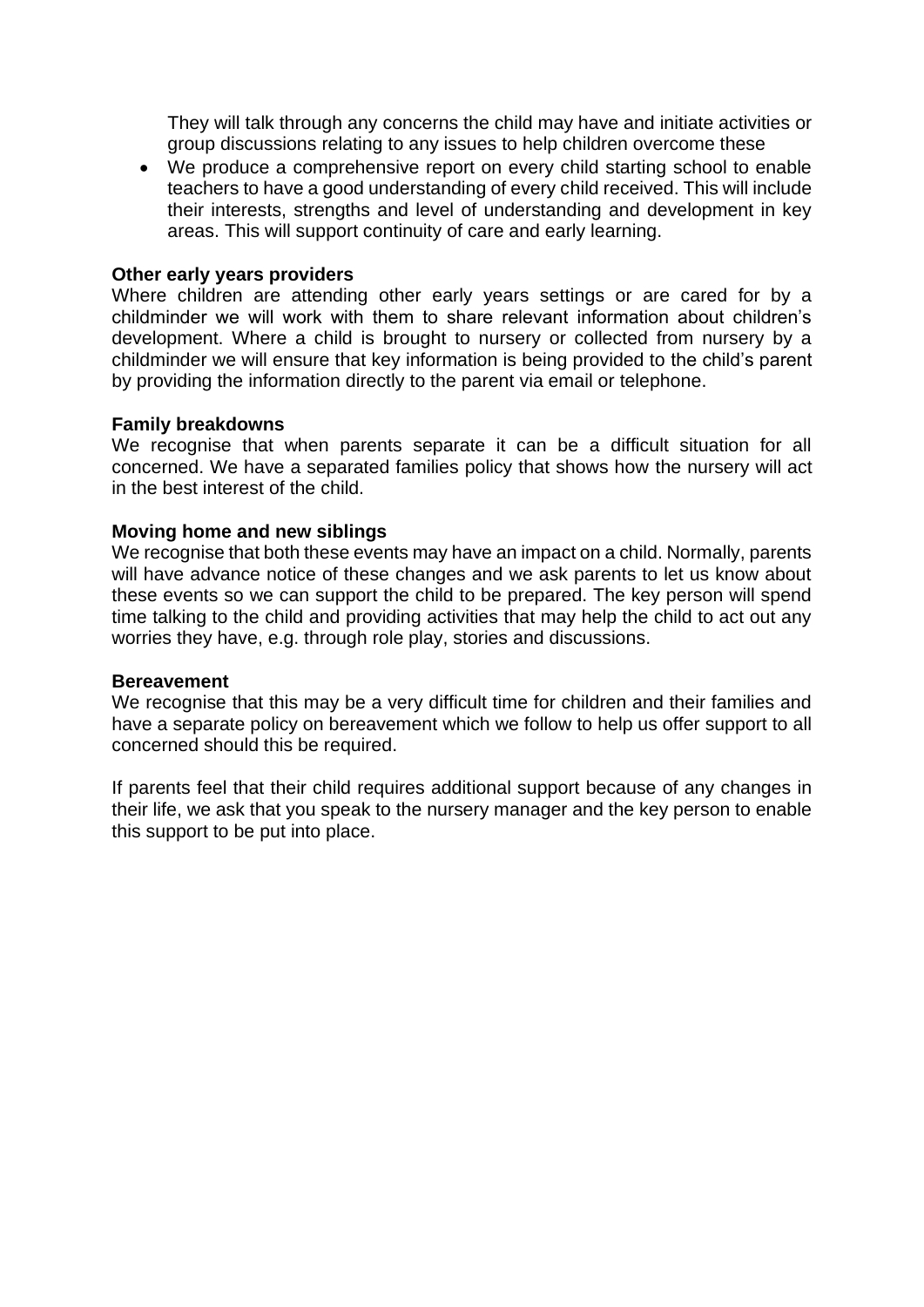They will talk through any concerns the child may have and initiate activities or group discussions relating to any issues to help children overcome these

- We produce a comprehensive report on every child starting school to enable teachers to have a good understanding of every child received. This will include their interests, strengths and level of understanding and development in key areas. This will support continuity of care and early learning.

**Other early years providers**

Where children are attending other early years settings or are cared for by a childminder we will work with them to share relevant information about children's development. Where a child is brought to nursery or collected from nursery by a childminder we will ensure that key information is being provided to the child's parent by providing the information directly to the parent via email or telephone.

**Family breakdowns**

We recognise that when parents separate it can be a difficult situation for all concerned. We have a separated families policy that shows how the nursery will act in the best interest of the child.

**Moving home and new siblings**

We recognise that both these events may have an impact on a child. Normally, parents will have advance notice of these changes and we ask parents to let us know about these events so we can support the child to be prepared. The key person will spend time talking to the child and providing activities that may help the child to act out any worries they have, e.g. through role play, stories and discussions.

**Bereavement**

We recognise that this may be a very difficult time for children and their families and have a separate policy on bereavement which we follow to help us offer support to all concerned should this be required.

If parents feel that their child requires additional support because of any changes in their life, we ask that you speak to the nursery manager and the key person to enable this support to be put into place.